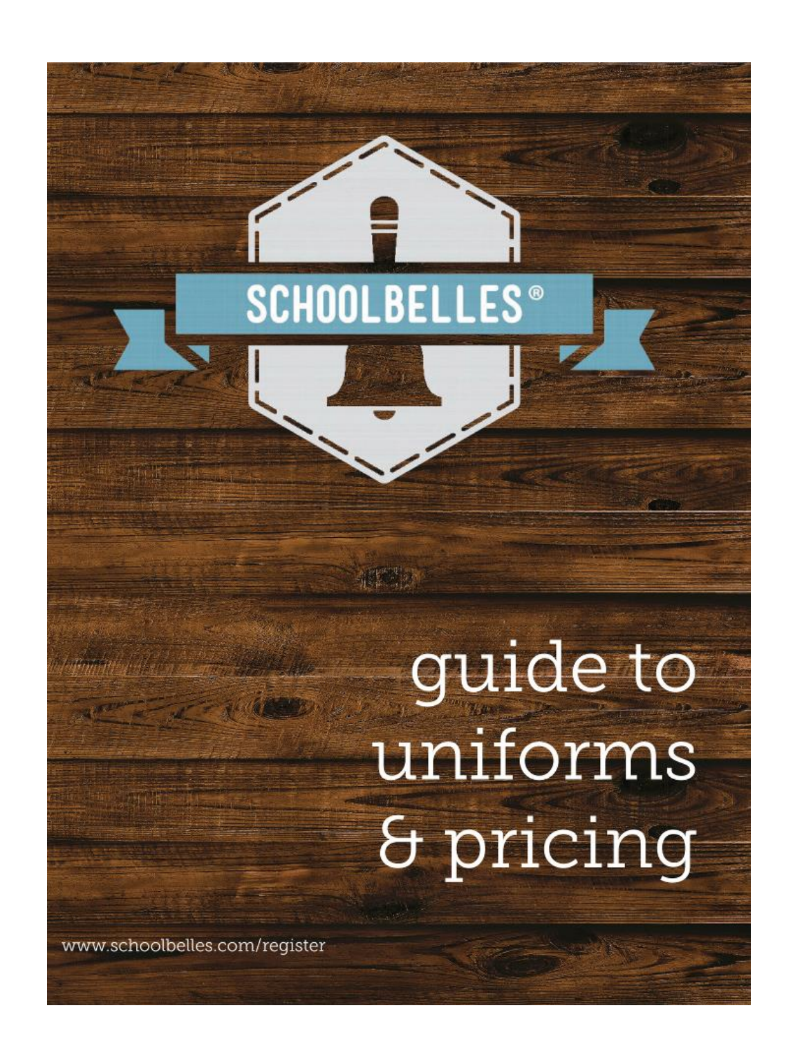SCHOOLBELLES®

# guide to uniforms & pricing

www.schoolbelles.com/register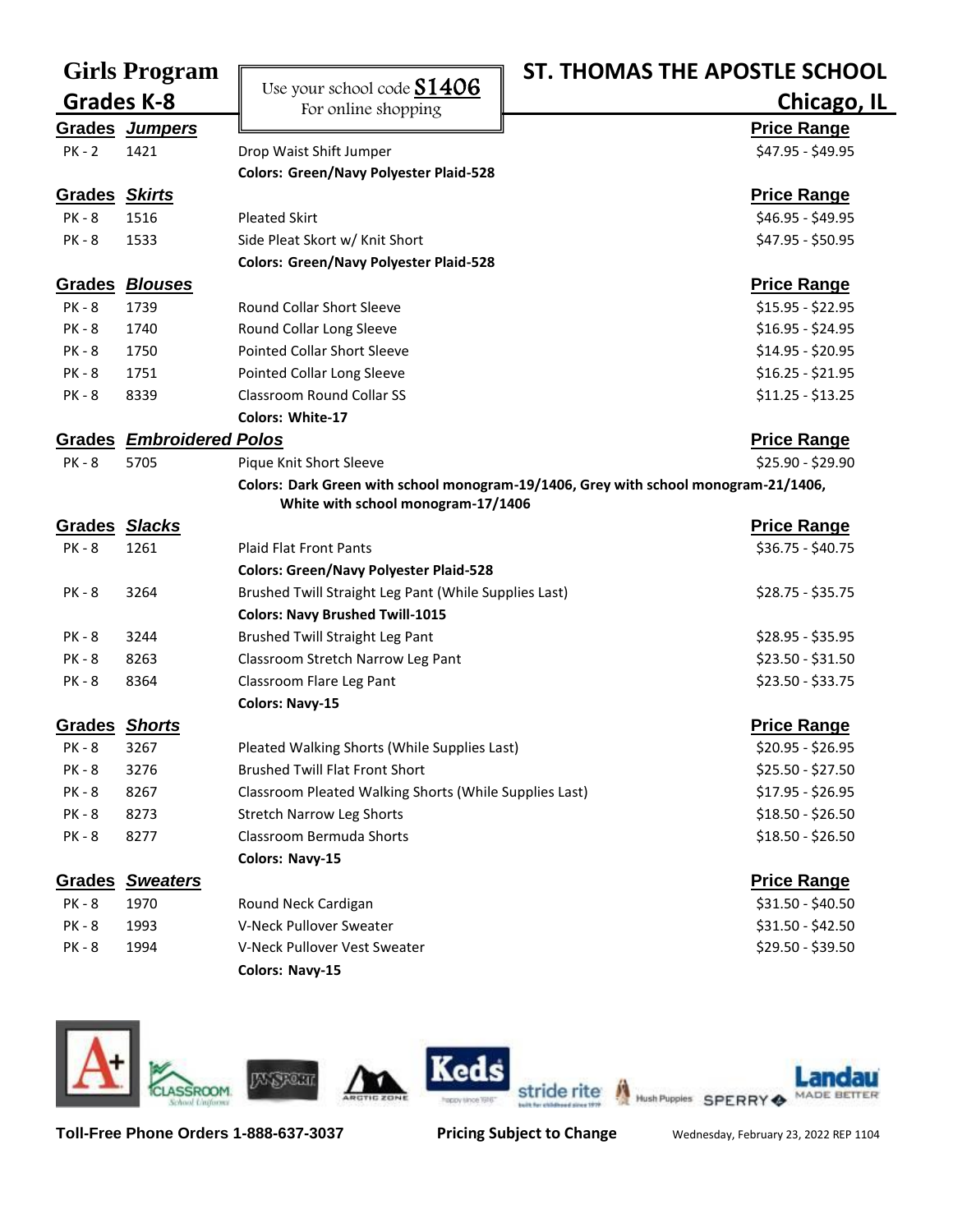# Girls Program

## Grades K-8

Use your school code **S1406**
For online shopping

# ST. THOMAS THE APOSTLE SCHOOL

## Chicago, IL

| Grades | Jumpers | | Price Range |
|---|---|---|---|
| PK - 2 | 1421 | Drop Waist Shift Jumper | $47.95 - $49.95 |
| | | **Colors: Green/Navy Polyester Plaid-528** | |

| Grades | Skirts | | Price Range |
|---|---|---|---|
| PK - 8 | 1516 | Pleated Skirt | $46.95 - $49.95 |
| PK - 8 | 1533 | Side Pleat Skort w/ Knit Short | $47.95 - $50.95 |
| | | **Colors: Green/Navy Polyester Plaid-528** | |

| Grades | Blouses | | Price Range |
|---|---|---|---|
| PK - 8 | 1739 | Round Collar Short Sleeve | $15.95 - $22.95 |
| PK - 8 | 1740 | Round Collar Long Sleeve | $16.95 - $24.95 |
| PK - 8 | 1750 | Pointed Collar Short Sleeve | $14.95 - $20.95 |
| PK - 8 | 1751 | Pointed Collar Long Sleeve | $16.25 - $21.95 |
| PK - 8 | 8339 | Classroom Round Collar SS | $11.25 - $13.25 |
| | | **Colors: White-17** | |

| Grades | Embroidered Polos | | Price Range |
|---|---|---|---|
| PK - 8 | 5705 | Pique Knit Short Sleeve | $25.90 - $29.90 |
| | | **Colors: Dark Green with school monogram-19/1406, Grey with school monogram-21/1406, White with school monogram-17/1406** | |

| Grades | Slacks | | Price Range |
|---|---|---|---|
| PK - 8 | 1261 | Plaid Flat Front Pants | $36.75 - $40.75 |
| | | **Colors: Green/Navy Polyester Plaid-528** | |
| PK - 8 | 3264 | Brushed Twill Straight Leg Pant (While Supplies Last) | $28.75 - $35.75 |
| | | **Colors: Navy Brushed Twill-1015** | |
| PK - 8 | 3244 | Brushed Twill Straight Leg Pant | $28.95 - $35.95 |
| PK - 8 | 8263 | Classroom Stretch Narrow Leg Pant | $23.50 - $31.50 |
| PK - 8 | 8364 | Classroom Flare Leg Pant | $23.50 - $33.75 |
| | | **Colors: Navy-15** | |

| Grades | Shorts | | Price Range |
|---|---|---|---|
| PK - 8 | 3267 | Pleated Walking Shorts (While Supplies Last) | $20.95 - $26.95 |
| PK - 8 | 3276 | Brushed Twill Flat Front Short | $25.50 - $27.50 |
| PK - 8 | 8267 | Classroom Pleated Walking Shorts (While Supplies Last) | $17.95 - $26.95 |
| PK - 8 | 8273 | Stretch Narrow Leg Shorts | $18.50 - $26.50 |
| PK - 8 | 8277 | Classroom Bermuda Shorts | $18.50 - $26.50 |
| | | **Colors: Navy-15** | |

| Grades | Sweaters | | Price Range |
|---|---|---|---|
| PK - 8 | 1970 | Round Neck Cardigan | $31.50 - $40.50 |
| PK - 8 | 1993 | V-Neck Pullover Sweater | $31.50 - $42.50 |
| PK - 8 | 1994 | V-Neck Pullover Vest Sweater | $29.50 - $39.50 |
| | | **Colors: Navy-15** | |

**Toll-Free Phone Orders 1-888-637-3037** **Pricing Subject to Change** Wednesday, February 23, 2022 REP 1104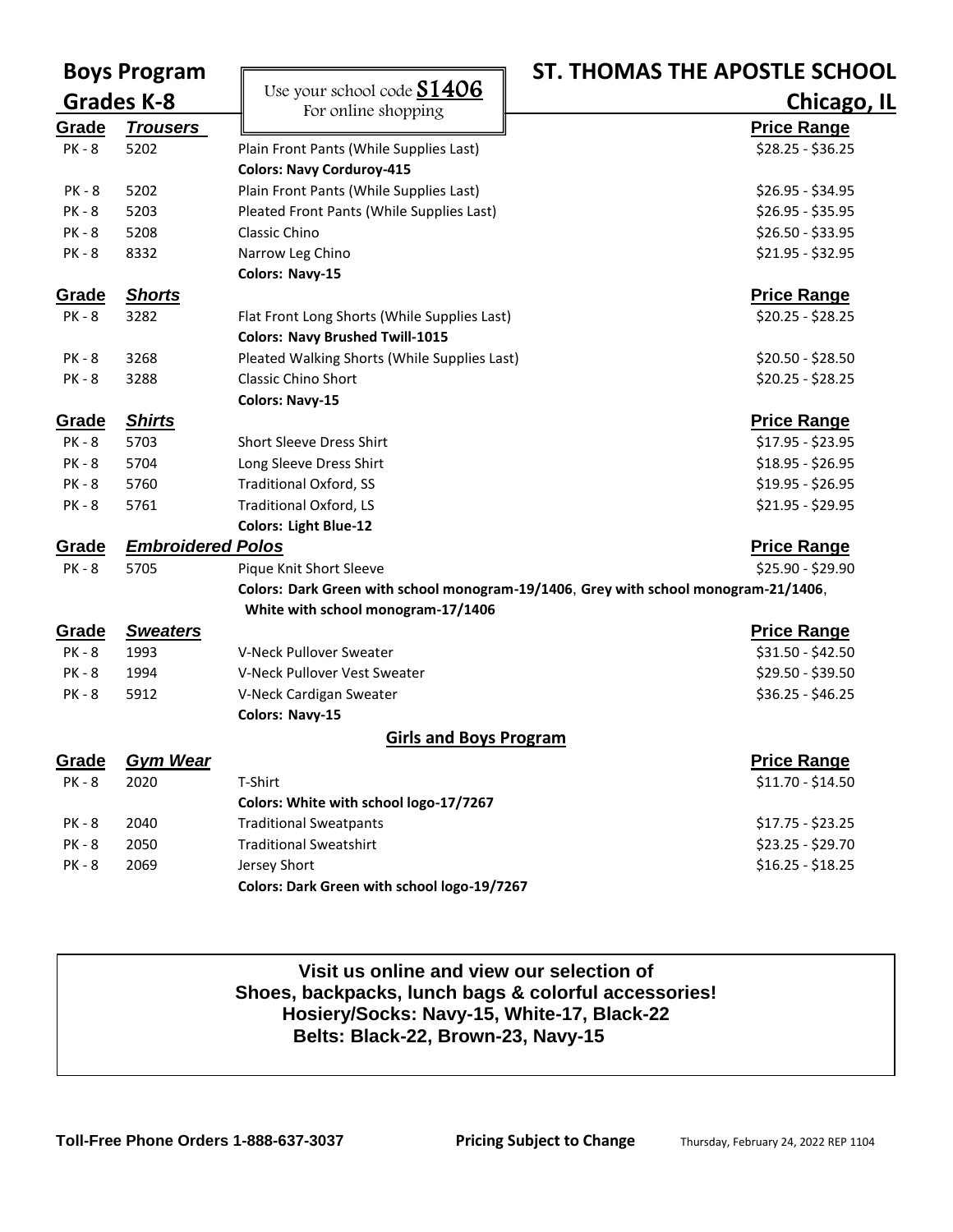# ST. THOMAS THE APOSTLE SCHOOL

## Chicago, IL

**Boys Program**
**Grades K-8**

Use your school code **S1406**
For online shopping

| Grade | *Trousers* | | Price Range |
|---|---|---|---|
| PK - 8 | 5202 | Plain Front Pants (While Supplies Last) | $28.25 - $36.25 |
| | | **Colors: Navy Corduroy-415** | |
| PK - 8 | 5202 | Plain Front Pants (While Supplies Last) | $26.95 - $34.95 |
| PK - 8 | 5203 | Pleated Front Pants (While Supplies Last) | $26.95 - $35.95 |
| PK - 8 | 5208 | Classic Chino | $26.50 - $33.95 |
| PK - 8 | 8332 | Narrow Leg Chino | $21.95 - $32.95 |
| | | **Colors: Navy-15** | |

| Grade | *Shorts* | | Price Range |
|---|---|---|---|
| PK - 8 | 3282 | Flat Front Long Shorts (While Supplies Last) | $20.25 - $28.25 |
| | | **Colors: Navy Brushed Twill-1015** | |
| PK - 8 | 3268 | Pleated Walking Shorts (While Supplies Last) | $20.50 - $28.50 |
| PK - 8 | 3288 | Classic Chino Short | $20.25 - $28.25 |
| | | **Colors: Navy-15** | |

| Grade | *Shirts* | | Price Range |
|---|---|---|---|
| PK - 8 | 5703 | Short Sleeve Dress Shirt | $17.95 - $23.95 |
| PK - 8 | 5704 | Long Sleeve Dress Shirt | $18.95 - $26.95 |
| PK - 8 | 5760 | Traditional Oxford, SS | $19.95 - $26.95 |
| PK - 8 | 5761 | Traditional Oxford, LS | $21.95 - $29.95 |
| | | **Colors: Light Blue-12** | |

| Grade | *Embroidered Polos* | | Price Range |
|---|---|---|---|
| PK - 8 | 5705 | Pique Knit Short Sleeve | $25.90 - $29.90 |
| | | **Colors: Dark Green with school monogram-19/1406, Grey with school monogram-21/1406, White with school monogram-17/1406** | |

| Grade | *Sweaters* | | Price Range |
|---|---|---|---|
| PK - 8 | 1993 | V-Neck Pullover Sweater | $31.50 - $42.50 |
| PK - 8 | 1994 | V-Neck Pullover Vest Sweater | $29.50 - $39.50 |
| PK - 8 | 5912 | V-Neck Cardigan Sweater | $36.25 - $46.25 |
| | | **Colors: Navy-15** | |

**Girls and Boys Program**

| Grade | *Gym Wear* | | Price Range |
|---|---|---|---|
| PK - 8 | 2020 | T-Shirt | $11.70 - $14.50 |
| | | **Colors: White with school logo-17/7267** | |
| PK - 8 | 2040 | Traditional Sweatpants | $17.75 - $23.25 |
| PK - 8 | 2050 | Traditional Sweatshirt | $23.25 - $29.70 |
| PK - 8 | 2069 | Jersey Short | $16.25 - $18.25 |
| | | **Colors: Dark Green with school logo-19/7267** | |

**Visit us online and view our selection of**
**Shoes, backpacks, lunch bags & colorful accessories!**
**Hosiery/Socks: Navy-15, White-17, Black-22**
**Belts: Black-22, Brown-23, Navy-15**

**Toll-Free Phone Orders 1-888-637-3037** **Pricing Subject to Change** Thursday, February 24, 2022 REP 1104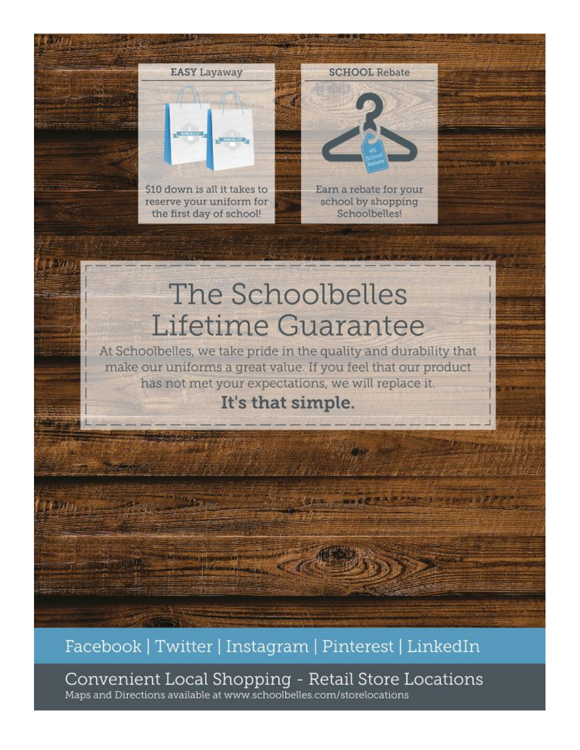### EASY Layaway

$10 down is all it takes to reserve your uniform for the first day of school!

### SCHOOL Rebate

Earn a rebate for your school by shopping Schoolbelles!

# The Schoolbelles Lifetime Guarantee

At Schoolbelles, we take pride in the quality and durability that make our uniforms a great value. If you feel that our product has not met your expectations, we will replace it.

**It's that simple.**

Facebook | Twitter | Instagram | Pinterest | LinkedIn

Convenient Local Shopping - Retail Store Locations

Maps and Directions available at www.schoolbelles.com/storelocations